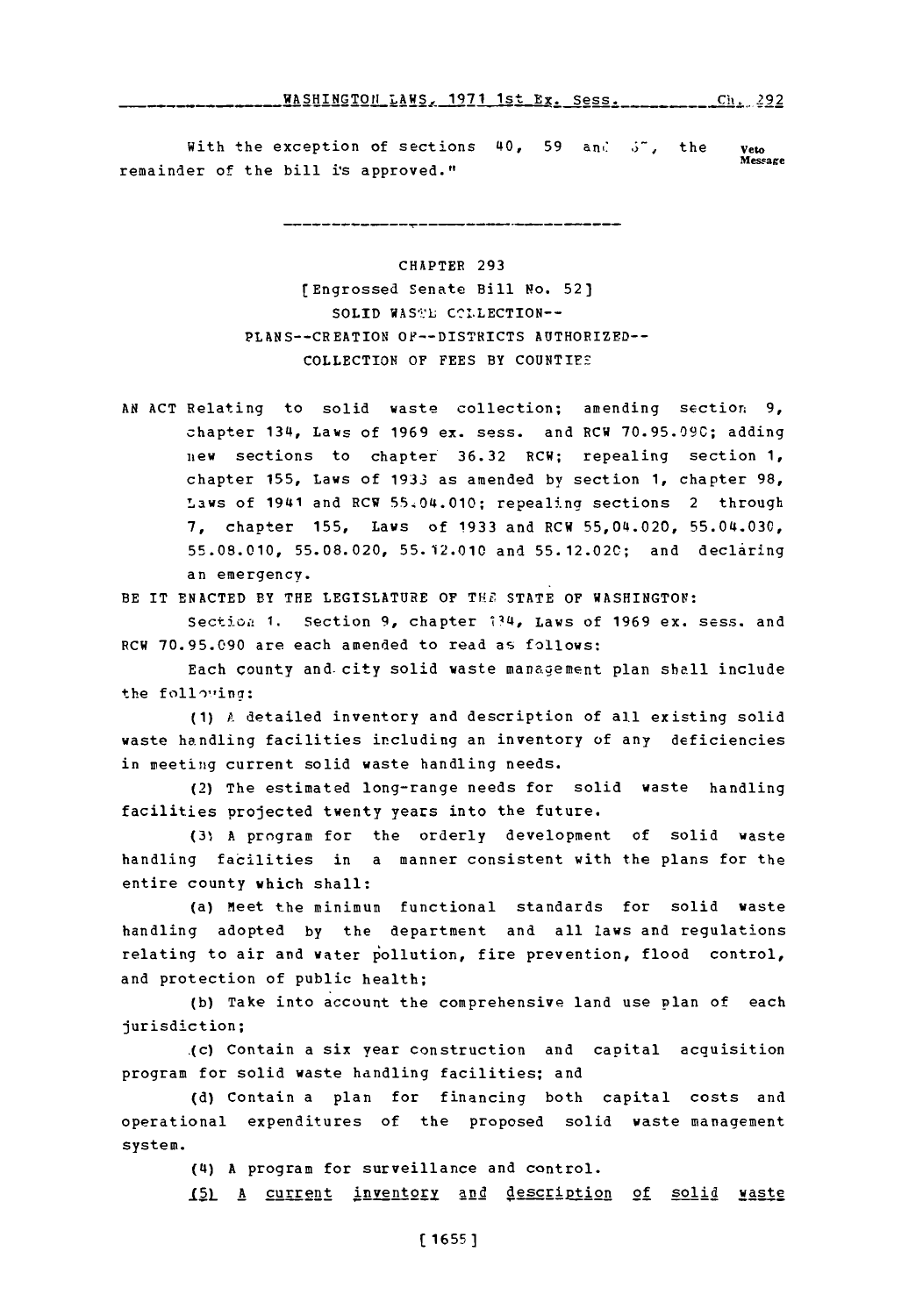With the exception of sections 40, 59 and 57, the remainder of the bill is approved."

Veto Message

---

CHAPTER 293

[Engrossed Senate Bill No. 52]

SOLID WASTE COLLECTION--

PLANS--CREATION OF--DISTRICTS AUTHORIZED--

COLLECTION OF FEES BY COUNTIES

AN ACT Relating to solid waste collection; amending section 9, chapter 134, Laws of 1969 ex. sess. and RCW 70.95.090; adding new sections to chapter 36.32 RCW; repealing section 1, chapter 155, Laws of 1933 as amended by section 1, chapter 98, Laws of 1941 and RCW 55.04.010; repealing sections 2 through 7, chapter 155, Laws of 1933 and RCW 55.04.020, 55.04.030, 55.08.010, 55.08.020, 55.12.010 and 55.12.020; and declaring an emergency.

BE IT ENACTED BY THE LEGISLATURE OF THE STATE OF WASHINGTON:

Section 1. Section 9, chapter 134, Laws of 1969 ex. sess. and RCW 70.95.090 are each amended to read as follows:

Each county and city solid waste management plan shall include the following:

(1) A detailed inventory and description of all existing solid waste handling facilities including an inventory of any deficiencies in meeting current solid waste handling needs.

(2) The estimated long-range needs for solid waste handling facilities projected twenty years into the future.

(3) A program for the orderly development of solid waste handling facilities in a manner consistent with the plans for the entire county which shall:

(a) Meet the minimum functional standards for solid waste handling adopted by the department and all laws and regulations relating to air and water pollution, fire prevention, flood control, and protection of public health;

(b) Take into account the comprehensive land use plan of each jurisdiction;

(c) Contain a six year construction and capital acquisition program for solid waste handling facilities; and

(d) Contain a plan for financing both capital costs and operational expenditures of the proposed solid waste management system.

(4) A program for surveillance and control.

<u>(5) A current inventory and description of solid waste</u>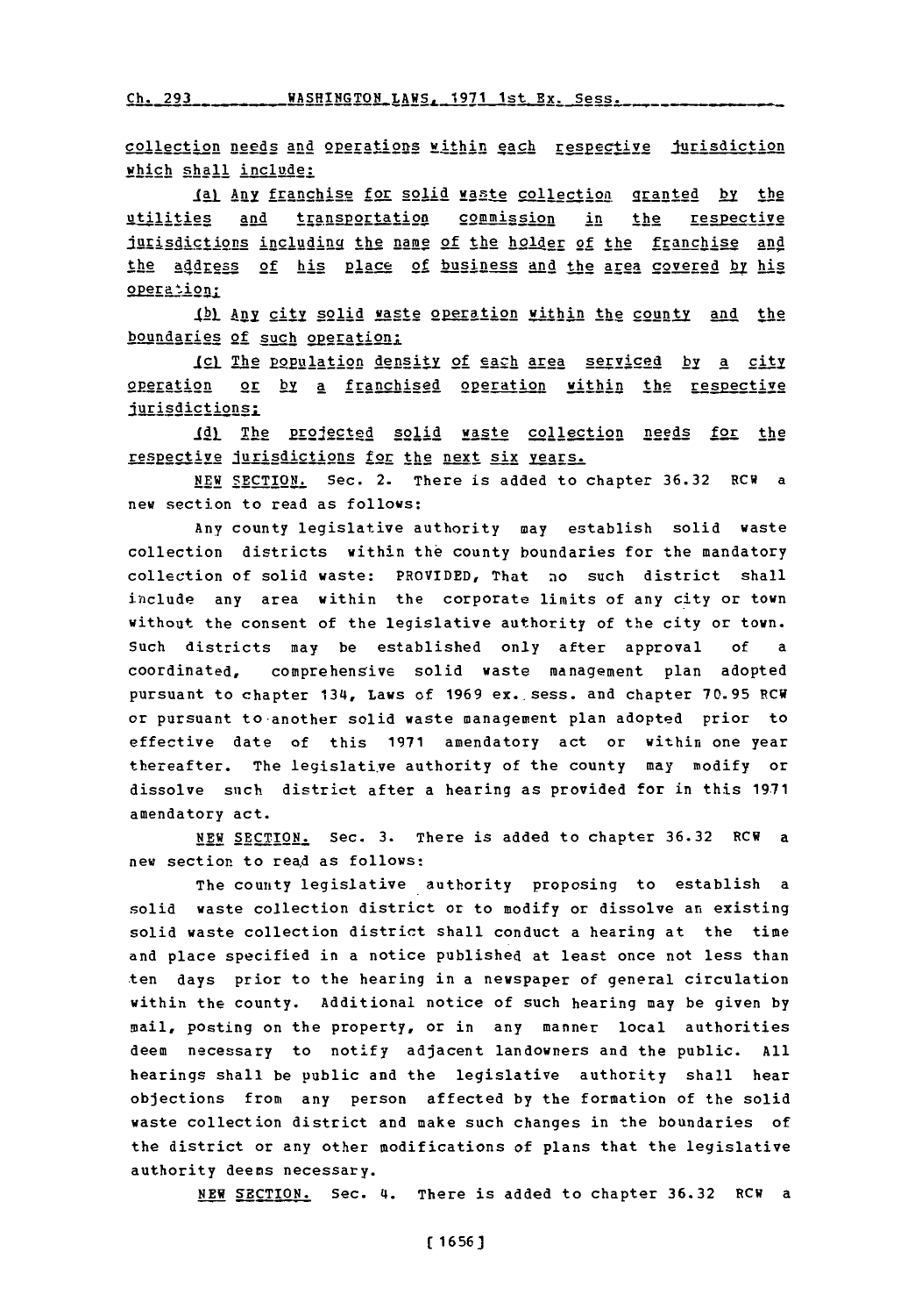collection needs and operations within each respective jurisdiction which shall include:

(a) Any franchise for solid waste collection granted by the utilities and transportation commission in the respective jurisdictions including the name of the holder of the franchise and the address of his place of business and the area covered by his operation;

(b) Any city solid waste operation within the county and the boundaries of such operation;

(c) The population density of each area serviced by a city operation or by a franchised operation within the respective jurisdictions;

(d) The projected solid waste collection needs for the respective jurisdictions for the next six years.

NEW SECTION. Sec. 2. There is added to chapter 36.32 RCW a new section to read as follows:

Any county legislative authority may establish solid waste collection districts within the county boundaries for the mandatory collection of solid waste: PROVIDED, That no such district shall include any area within the corporate limits of any city or town without the consent of the legislative authority of the city or town. Such districts may be established only after approval of a coordinated, comprehensive solid waste management plan adopted pursuant to chapter 134, Laws of 1969 ex. sess. and chapter 70.95 RCW or pursuant to another solid waste management plan adopted prior to effective date of this 1971 amendatory act or within one year thereafter. The legislative authority of the county may modify or dissolve such district after a hearing as provided for in this 1971 amendatory act.

NEW SECTION. Sec. 3. There is added to chapter 36.32 RCW a new section to read as follows:

The county legislative authority proposing to establish a solid waste collection district or to modify or dissolve an existing solid waste collection district shall conduct a hearing at the time and place specified in a notice published at least once not less than ten days prior to the hearing in a newspaper of general circulation within the county. Additional notice of such hearing may be given by mail, posting on the property, or in any manner local authorities deem necessary to notify adjacent landowners and the public. All hearings shall be public and the legislative authority shall hear objections from any person affected by the formation of the solid waste collection district and make such changes in the boundaries of the district or any other modifications of plans that the legislative authority deems necessary.

NEW SECTION. Sec. 4. There is added to chapter 36.32 RCW a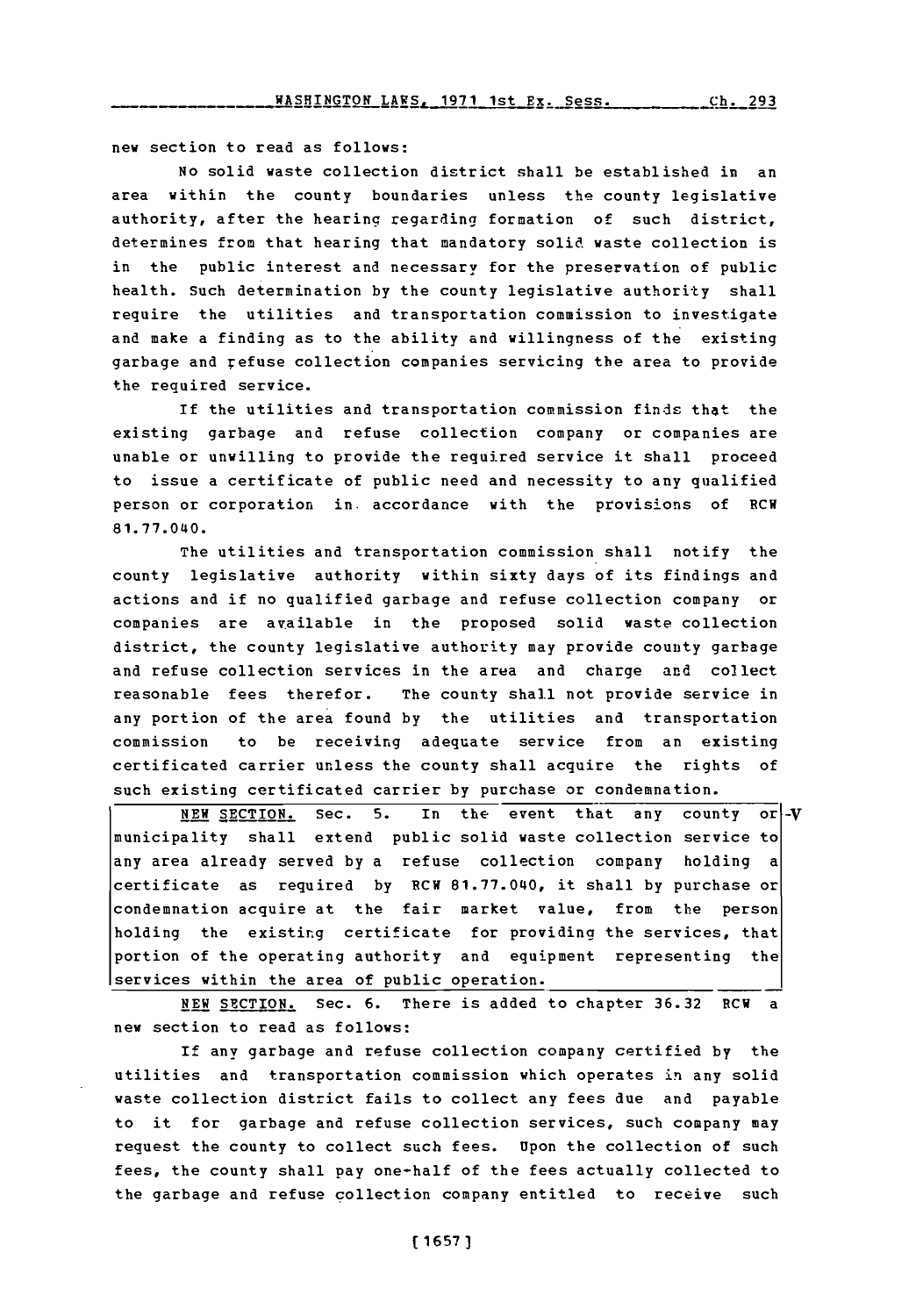new section to read as follows:

No solid waste collection district shall be established in an area within the county boundaries unless the county legislative authority, after the hearing regarding formation of such district, determines from that hearing that mandatory solid waste collection is in the public interest and necessary for the preservation of public health. Such determination by the county legislative authority shall require the utilities and transportation commission to investigate and make a finding as to the ability and willingness of the existing garbage and refuse collection companies servicing the area to provide the required service.

If the utilities and transportation commission finds that the existing garbage and refuse collection company or companies are unable or unwilling to provide the required service it shall proceed to issue a certificate of public need and necessity to any qualified person or corporation in accordance with the provisions of RCW 81.77.040.

The utilities and transportation commission shall notify the county legislative authority within sixty days of its findings and actions and if no qualified garbage and refuse collection company or companies are available in the proposed solid waste collection district, the county legislative authority may provide county garbage and refuse collection services in the area and charge and collect reasonable fees therefor. The county shall not provide service in any portion of the area found by the utilities and transportation commission to be receiving adequate service from an existing certificated carrier unless the county shall acquire the rights of such existing certificated carrier by purchase or condemnation.

NEW SECTION. Sec. 5. In the event that any county or municipality shall extend public solid waste collection service to any area already served by a refuse collection company holding a certificate as required by RCW 81.77.040, it shall by purchase or condemnation acquire at the fair market value, from the person holding the existing certificate for providing the services, that portion of the operating authority and equipment representing the services within the area of public operation. -V

NEW SECTION. Sec. 6. There is added to chapter 36.32 RCW a new section to read as follows:

If any garbage and refuse collection company certified by the utilities and transportation commission which operates in any solid waste collection district fails to collect any fees due and payable to it for garbage and refuse collection services, such company may request the county to collect such fees. Upon the collection of such fees, the county shall pay one-half of the fees actually collected to the garbage and refuse collection company entitled to receive such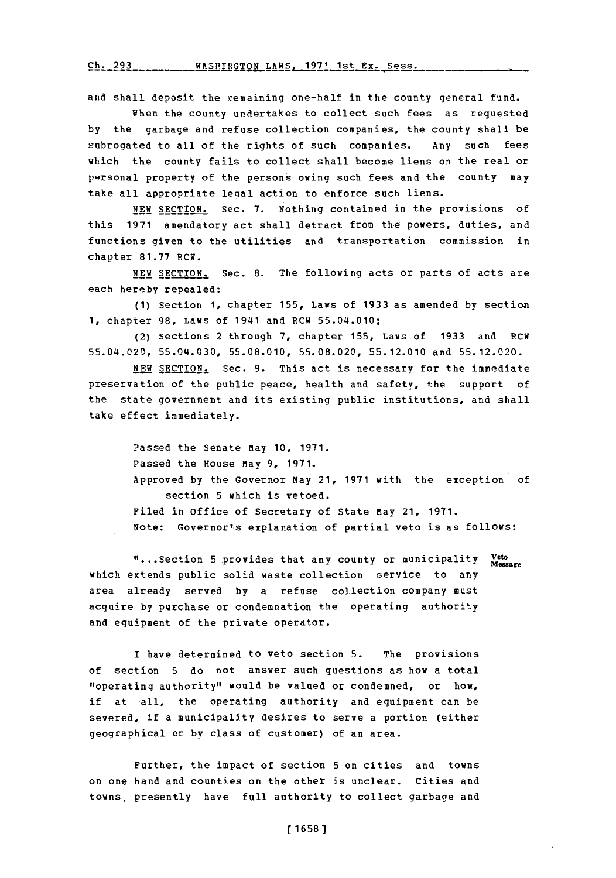and shall deposit the remaining one-half in the county general fund.

When the county undertakes to collect such fees as requested by the garbage and refuse collection companies, the county shall be subrogated to all of the rights of such companies. Any such fees which the county fails to collect shall become liens on the real or personal property of the persons owing such fees and the county may take all appropriate legal action to enforce such liens.

NEW SECTION. Sec. 7. Nothing contained in the provisions of this 1971 amendatory act shall detract from the powers, duties, and functions given to the utilities and transportation commission in chapter 81.77 RCW.

NEW SECTION. Sec. 8. The following acts or parts of acts are each hereby repealed:

(1) Section 1, chapter 155, Laws of 1933 as amended by section 1, chapter 98, Laws of 1941 and RCW 55.04.010;

(2) Sections 2 through 7, chapter 155, Laws of 1933 and RCW 55.04.020, 55.04.030, 55.08.010, 55.08.020, 55.12.010 and 55.12.020.

NEW SECTION. Sec. 9. This act is necessary for the immediate preservation of the public peace, health and safety, the support of the state government and its existing public institutions, and shall take effect immediately.

Passed the Senate May 10, 1971.
Passed the House May 9, 1971.
Approved by the Governor May 21, 1971 with the exception of section 5 which is vetoed.
Filed in Office of Secretary of State May 21, 1971.
Note: Governor's explanation of partial veto is as follows:

Veto Message

"...Section 5 provides that any county or municipality which extends public solid waste collection service to any area already served by a refuse collection company must acquire by purchase or condemnation the operating authority and equipment of the private operator.

I have determined to veto section 5. The provisions of section 5 do not answer such questions as how a total "operating authority" would be valued or condemned, or how, if at all, the operating authority and equipment can be severed, if a municipality desires to serve a portion (either geographical or by class of customer) of an area.

Further, the impact of section 5 on cities and towns on one hand and counties on the other is unclear. Cities and towns presently have full authority to collect garbage and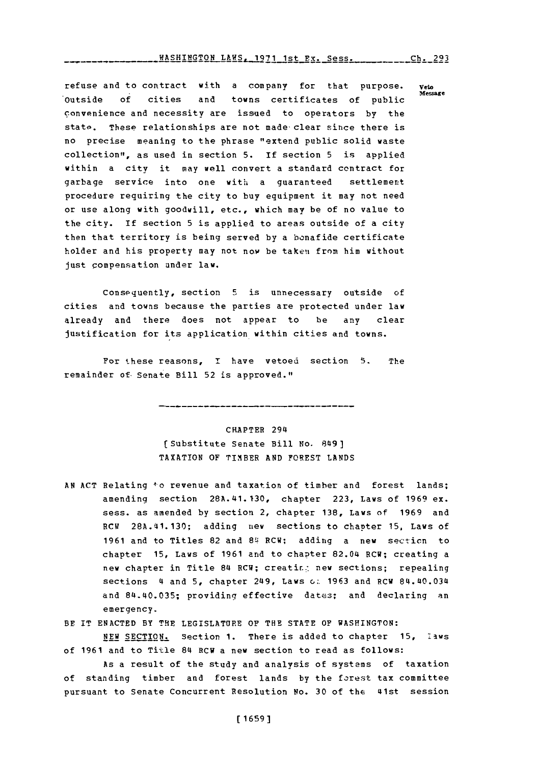refuse and to contract with a company for that purpose. Outside of cities and towns certificates of public convenience and necessity are issued to operators by the state. These relationships are not made clear since there is no precise meaning to the phrase "extend public solid waste collection", as used in section 5. If section 5 is applied within a city it may well convert a standard contract for garbage service into one with a guaranteed settlement procedure requiring the city to buy equipment it may not need or use along with goodwill, etc., which may be of no value to the city. If section 5 is applied to areas outside of a city then that territory is being served by a bonafide certificate holder and his property may not now be taken from him without just compensation under law.

Consequently, section 5 is unnecessary outside of cities and towns because the parties are protected under law already and there does not appear to be any clear justification for its application within cities and towns.

For these reasons, I have vetoed section 5. The remainder of Senate Bill 52 is approved."

---

CHAPTER 294

[Substitute Senate Bill No. 849]

TAXATION OF TIMBER AND FOREST LANDS

AN ACT Relating to revenue and taxation of timber and forest lands; amending section 28A.41.130, chapter 223, Laws of 1969 ex. sess. as amended by section 2, chapter 138, Laws of 1969 and RCW 28A.41.130; adding new sections to chapter 15, Laws of 1961 and to Titles 82 and 84 RCW; adding a new section to chapter 15, Laws of 1961 and to chapter 82.04 RCW; creating a new chapter in Title 84 RCW; creating new sections; repealing sections 4 and 5, chapter 249, Laws of 1963 and RCW 84.40.034 and 84.40.035; providing effective dates; and declaring an emergency.

BE IT ENACTED BY THE LEGISLATURE OF THE STATE OF WASHINGTON:

NEW SECTION. Section 1. There is added to chapter 15, Laws of 1961 and to Title 84 RCW a new section to read as follows:

As a result of the study and analysis of systems of taxation of standing timber and forest lands by the forest tax committee pursuant to Senate Concurrent Resolution No. 30 of the 41st session